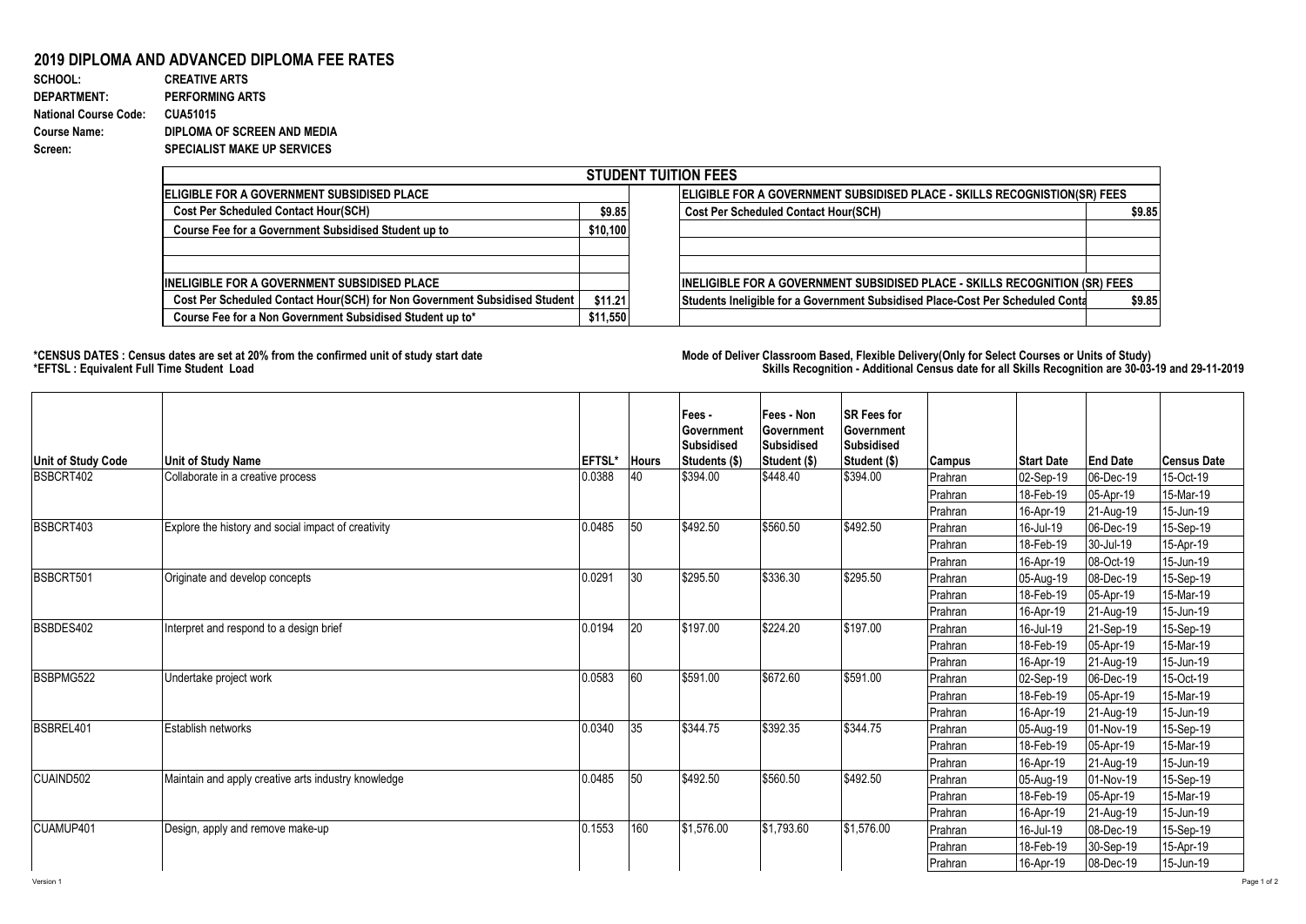## 2019 DIPLOMA AND ADVANCED DIPLOMA FEE RATES

**SCHOOL:** CREATIVE ARTS
**DEPARTMENT:** PERFORMING ARTS
**National Course Code:** CUA51015
**Course Name:** DIPLOMA OF SCREEN AND MEDIA
**Screen:** SPECIALIST MAKE UP SERVICES

| STUDENT TUITION FEES | | | |
|---|---|---|---|
| **ELIGIBLE FOR A GOVERNMENT SUBSIDISED PLACE** | | **ELIGIBLE FOR A GOVERNMENT SUBSIDISED PLACE - SKILLS RECOGNISTION(SR) FEES** | |
| Cost Per Scheduled Contact Hour(SCH) | $9.85 | Cost Per Scheduled Contact Hour(SCH) | $9.85 |
| Course Fee for a Government Subsidised Student up to | $10,100 | | |
| | | | |
| | | | |
| **INELIGIBLE FOR A GOVERNMENT SUBSIDISED PLACE** | | **INELIGIBLE FOR A GOVERNMENT SUBSIDISED PLACE - SKILLS RECOGNITION (SR) FEES** | |
| Cost Per Scheduled Contact Hour(SCH) for Non Government Subsidised Student | $11.21 | Students Ineligible for a Government Subsidised Place-Cost Per Scheduled Conta | $9.85 |
| Course Fee for a Non Government Subsidised Student up to* | $11,550 | | |

**\*CENSUS DATES : Census dates are set at 20% from the confirmed unit of study start date**
**\*EFTSL : Equivalent Full Time Student Load**

**Mode of Deliver Classroom Based, Flexible Delivery(Only for Select Courses or Units of Study)**
**Skills Recognition - Additional Census date for all Skills Recognition are 30-03-19 and 29-11-2019**

| Unit of Study Code | Unit of Study Name | EFTSL* | Hours | Fees - Government Subsidised Students ($) | Fees - Non Government Subsidised Student ($) | SR Fees for Government Subsidised Student ($) | Campus | Start Date | End Date | Census Date |
|---|---|---|---|---|---|---|---|---|---|---|
| BSBCRT402 | Collaborate in a creative process | 0.0388 | 40 | $394.00 | $448.40 | $394.00 | Prahran | 02-Sep-19 | 06-Dec-19 | 15-Oct-19 |
| | | | | | | | Prahran | 18-Feb-19 | 05-Apr-19 | 15-Mar-19 |
| | | | | | | | Prahran | 16-Apr-19 | 21-Aug-19 | 15-Jun-19 |
| BSBCRT403 | Explore the history and social impact of creativity | 0.0485 | 50 | $492.50 | $560.50 | $492.50 | Prahran | 16-Jul-19 | 06-Dec-19 | 15-Sep-19 |
| | | | | | | | Prahran | 18-Feb-19 | 30-Jul-19 | 15-Apr-19 |
| | | | | | | | Prahran | 16-Apr-19 | 08-Oct-19 | 15-Jun-19 |
| BSBCRT501 | Originate and develop concepts | 0.0291 | 30 | $295.50 | $336.30 | $295.50 | Prahran | 05-Aug-19 | 08-Dec-19 | 15-Sep-19 |
| | | | | | | | Prahran | 18-Feb-19 | 05-Apr-19 | 15-Mar-19 |
| | | | | | | | Prahran | 16-Apr-19 | 21-Aug-19 | 15-Jun-19 |
| BSBDES402 | Interpret and respond to a design brief | 0.0194 | 20 | $197.00 | $224.20 | $197.00 | Prahran | 16-Jul-19 | 21-Sep-19 | 15-Sep-19 |
| | | | | | | | Prahran | 18-Feb-19 | 05-Apr-19 | 15-Mar-19 |
| | | | | | | | Prahran | 16-Apr-19 | 21-Aug-19 | 15-Jun-19 |
| BSBPMG522 | Undertake project work | 0.0583 | 60 | $591.00 | $672.60 | $591.00 | Prahran | 02-Sep-19 | 06-Dec-19 | 15-Oct-19 |
| | | | | | | | Prahran | 18-Feb-19 | 05-Apr-19 | 15-Mar-19 |
| | | | | | | | Prahran | 16-Apr-19 | 21-Aug-19 | 15-Jun-19 |
| BSBREL401 | Establish networks | 0.0340 | 35 | $344.75 | $392.35 | $344.75 | Prahran | 05-Aug-19 | 01-Nov-19 | 15-Sep-19 |
| | | | | | | | Prahran | 18-Feb-19 | 05-Apr-19 | 15-Mar-19 |
| | | | | | | | Prahran | 16-Apr-19 | 21-Aug-19 | 15-Jun-19 |
| CUAIND502 | Maintain and apply creative arts industry knowledge | 0.0485 | 50 | $492.50 | $560.50 | $492.50 | Prahran | 05-Aug-19 | 01-Nov-19 | 15-Sep-19 |
| | | | | | | | Prahran | 18-Feb-19 | 05-Apr-19 | 15-Mar-19 |
| | | | | | | | Prahran | 16-Apr-19 | 21-Aug-19 | 15-Jun-19 |
| CUAMUP401 | Design, apply and remove make-up | 0.1553 | 160 | $1,576.00 | $1,793.60 | $1,576.00 | Prahran | 16-Jul-19 | 08-Dec-19 | 15-Sep-19 |
| | | | | | | | Prahran | 18-Feb-19 | 30-Sep-19 | 15-Apr-19 |
| | | | | | | | Prahran | 16-Apr-19 | 08-Dec-19 | 15-Jun-19 |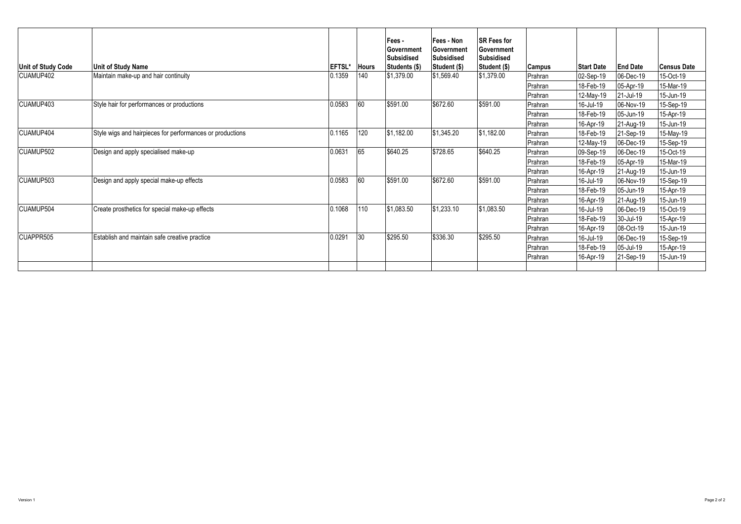| Unit of Study Code | Unit of Study Name | EFTSL* | Hours | Fees - Government Subsidised Students ($) | Fees - Non Government Subsidised Student ($) | SR Fees for Government Subsidised Student ($) | Campus | Start Date | End Date | Census Date |
|---|---|---|---|---|---|---|---|---|---|---|
| CUAMUP402 | Maintain make-up and hair continuity | 0.1359 | 140 | $1,379.00 | $1,569.40 | $1,379.00 | Prahran | 02-Sep-19 | 06-Dec-19 | 15-Oct-19 |
| | | | | | | | Prahran | 18-Feb-19 | 05-Apr-19 | 15-Mar-19 |
| | | | | | | | Prahran | 12-May-19 | 21-Jul-19 | 15-Jun-19 |
| CUAMUP403 | Style hair for performances or productions | 0.0583 | 60 | $591.00 | $672.60 | $591.00 | Prahran | 16-Jul-19 | 06-Nov-19 | 15-Sep-19 |
| | | | | | | | Prahran | 18-Feb-19 | 05-Jun-19 | 15-Apr-19 |
| | | | | | | | Prahran | 16-Apr-19 | 21-Aug-19 | 15-Jun-19 |
| CUAMUP404 | Style wigs and hairpieces for performances or productions | 0.1165 | 120 | $1,182.00 | $1,345.20 | $1,182.00 | Prahran | 18-Feb-19 | 21-Sep-19 | 15-May-19 |
| | | | | | | | Prahran | 12-May-19 | 06-Dec-19 | 15-Sep-19 |
| CUAMUP502 | Design and apply specialised make-up | 0.0631 | 65 | $640.25 | $728.65 | $640.25 | Prahran | 09-Sep-19 | 06-Dec-19 | 15-Oct-19 |
| | | | | | | | Prahran | 18-Feb-19 | 05-Apr-19 | 15-Mar-19 |
| | | | | | | | Prahran | 16-Apr-19 | 21-Aug-19 | 15-Jun-19 |
| CUAMUP503 | Design and apply special make-up effects | 0.0583 | 60 | $591.00 | $672.60 | $591.00 | Prahran | 16-Jul-19 | 06-Nov-19 | 15-Sep-19 |
| | | | | | | | Prahran | 18-Feb-19 | 05-Jun-19 | 15-Apr-19 |
| | | | | | | | Prahran | 16-Apr-19 | 21-Aug-19 | 15-Jun-19 |
| CUAMUP504 | Create prosthetics for special make-up effects | 0.1068 | 110 | $1,083.50 | $1,233.10 | $1,083.50 | Prahran | 16-Jul-19 | 06-Dec-19 | 15-Oct-19 |
| | | | | | | | Prahran | 18-Feb-19 | 30-Jul-19 | 15-Apr-19 |
| | | | | | | | Prahran | 16-Apr-19 | 08-Oct-19 | 15-Jun-19 |
| CUAPPR505 | Establish and maintain safe creative practice | 0.0291 | 30 | $295.50 | $336.30 | $295.50 | Prahran | 16-Jul-19 | 06-Dec-19 | 15-Sep-19 |
| | | | | | | | Prahran | 18-Feb-19 | 05-Jul-19 | 15-Apr-19 |
| | | | | | | | Prahran | 16-Apr-19 | 21-Sep-19 | 15-Jun-19 |
| | | | | | | | | | | |

Version 1